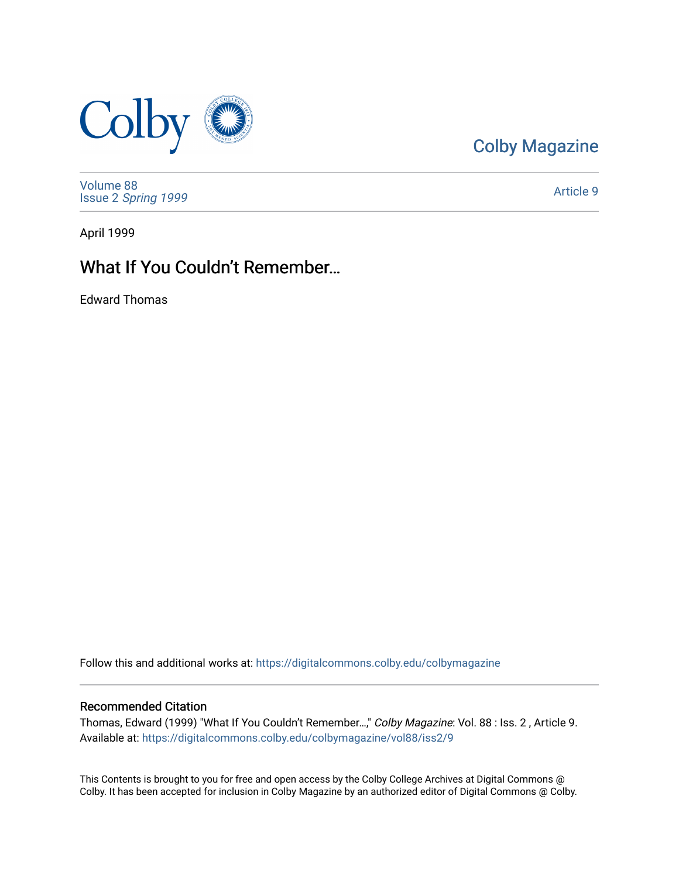Colby Magazine

Volume 88
Issue 2 *Spring 1999*

Article 9

April 1999

# What If You Couldn't Remember…

Edward Thomas

Follow this and additional works at: https://digitalcommons.colby.edu/colbymagazine

## Recommended Citation

Thomas, Edward (1999) "What If You Couldn't Remember…," *Colby Magazine*: Vol. 88 : Iss. 2 , Article 9.
Available at: https://digitalcommons.colby.edu/colbymagazine/vol88/iss2/9

This Contents is brought to you for free and open access by the Colby College Archives at Digital Commons @ Colby. It has been accepted for inclusion in Colby Magazine by an authorized editor of Digital Commons @ Colby.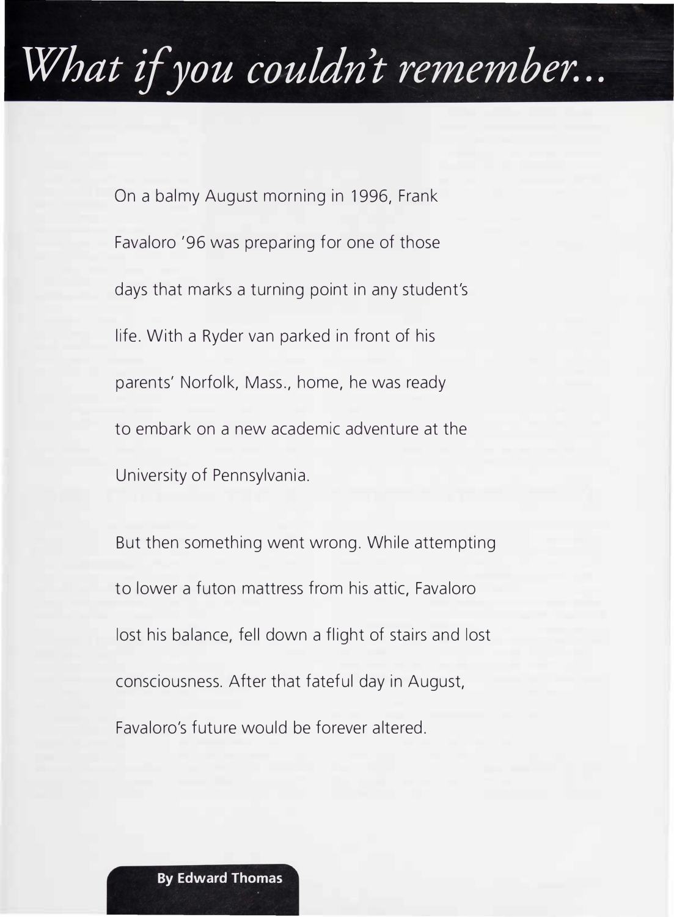# *What if you couldn't remember...*

On a balmy August morning in 1996, Frank Favaloro '96 was preparing for one of those days that marks a turning point in any student's life. With a Ryder van parked in front of his parents' Norfolk, Mass., home, he was ready to embark on a new academic adventure at the University of Pennsylvania.

But then something went wrong. While attempting to lower a futon mattress from his attic, Favaloro lost his balance, fell down a flight of stairs and lost consciousness. After that fateful day in August, Favaloro's future would be forever altered.

**By Edward Thomas**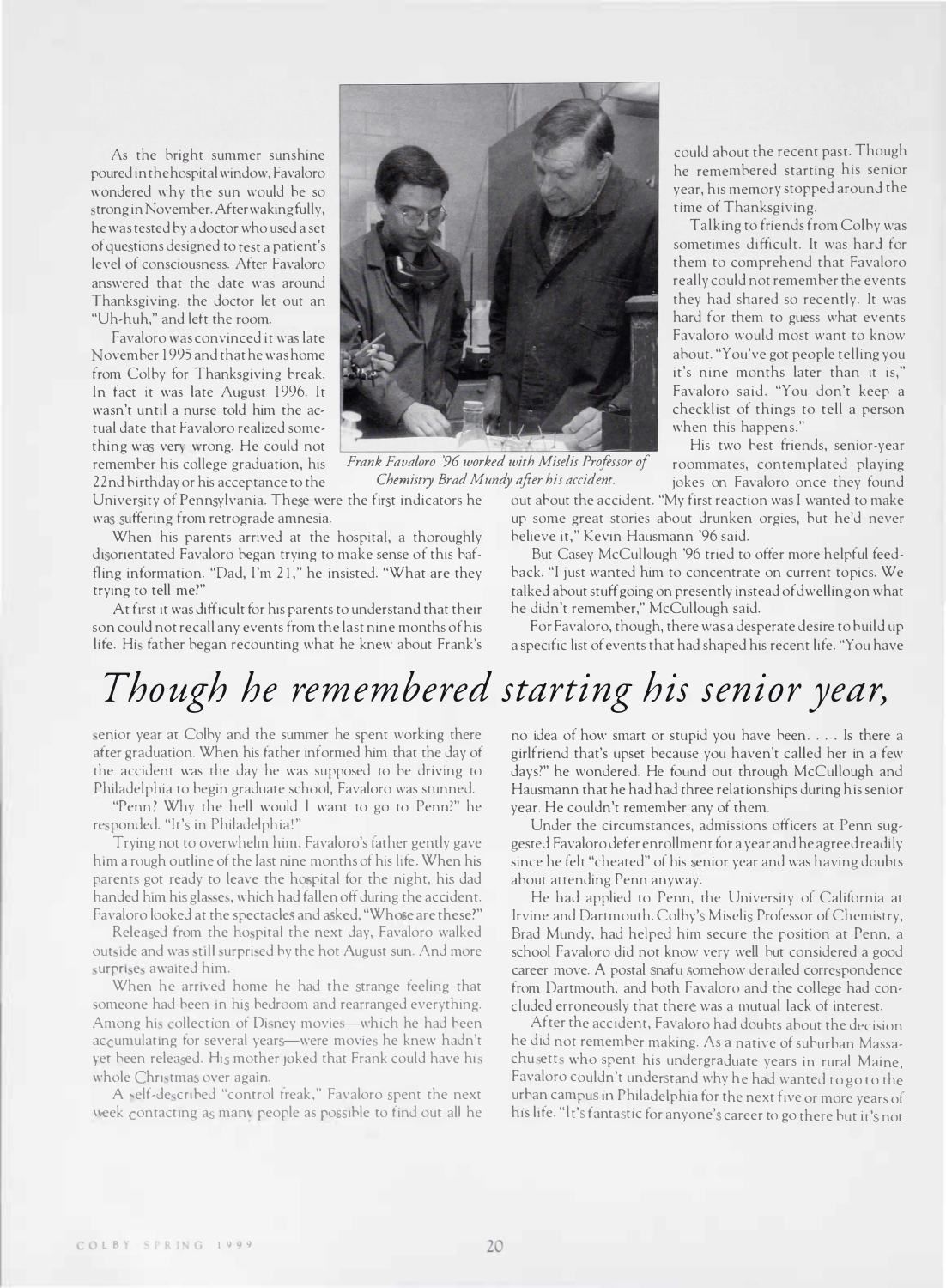As the bright summer sunshine poured in the hospital window, Favaloro wondered why the sun would be so strong in November. After waking fully, he was tested by a doctor who used a set of questions designed to test a patient's level of consciousness. After Favaloro answered that the date was around Thanksgiving, the doctor let out an "Uh-huh," and left the room.

Favaloro was convinced it was late November 1995 and that he was home from Colby for Thanksgiving break. In fact it was late August 1996. It wasn't until a nurse told him the actual date that Favaloro realized something was very wrong. He could not remember his college graduation, his 22nd birthday or his acceptance to the University of Pennsylvania. These were the first indicators he was suffering from retrograde amnesia.

*Frank Favaloro '96 worked with Miselis Professor of Chemistry Brad Mundy after his accident.*

When his parents arrived at the hospital, a thoroughly disorientated Favaloro began trying to make sense of this baffling information. "Dad, I'm 21," he insisted. "What are they trying to tell me?"

At first it was difficult for his parents to understand that their son could not recall any events from the last nine months of his life. His father began recounting what he knew about Frank's senior year at Colby and the summer he spent working there after graduation. When his father informed him that the day of the accident was the day he was supposed to be driving to Philadelphia to begin graduate school, Favaloro was stunned.

"Penn? Why the hell would I want to go to Penn?" he responded. "It's in Philadelphia!"

Trying not to overwhelm him, Favaloro's father gently gave him a rough outline of the last nine months of his life. When his parents got ready to leave the hospital for the night, his dad handed him his glasses, which had fallen off during the accident. Favaloro looked at the spectacles and asked, "Whose are these?"

Released from the hospital the next day, Favaloro walked outside and was still surprised by the hot August sun. And more surprises awaited him.

When he arrived home he had the strange feeling that someone had been in his bedroom and rearranged everything. Among his collection of Disney movies—which he had been accumulating for several years—were movies he knew hadn't yet been released. His mother joked that Frank could have his whole Christmas over again.

A self-described "control freak," Favaloro spent the next week contacting as many people as possible to find out all he could about the recent past. Though he remembered starting his senior year, his memory stopped around the time of Thanksgiving.

## *Though he remembered starting his senior year,*

Talking to friends from Colby was sometimes difficult. It was hard for them to comprehend that Favaloro really could not remember the events they had shared so recently. It was hard for them to guess what events Favaloro would most want to know about. "You've got people telling you it's nine months later than it is," Favaloro said. "You don't keep a checklist of things to tell a person when this happens."

His two best friends, senior-year roommates, contemplated playing jokes on Favaloro once they found out about the accident. "My first reaction was I wanted to make up some great stories about drunken orgies, but he'd never believe it," Kevin Hausmann '96 said.

But Casey McCullough '96 tried to offer more helpful feedback. "I just wanted him to concentrate on current topics. We talked about stuff going on presently instead of dwelling on what he didn't remember," McCullough said.

For Favaloro, though, there was a desperate desire to build up a specific list of events that had shaped his recent life. "You have no idea of how smart or stupid you have been. . . . Is there a girlfriend that's upset because you haven't called her in a few days?" he wondered. He found out through McCullough and Hausmann that he had had three relationships during his senior year. He couldn't remember any of them.

Under the circumstances, admissions officers at Penn suggested Favaloro defer enrollment for a year and he agreed readily since he felt "cheated" of his senior year and was having doubts about attending Penn anyway.

He had applied to Penn, the University of California at Irvine and Dartmouth. Colby's Miselis Professor of Chemistry, Brad Mundy, had helped him secure the position at Penn, a school Favaloro did not know very well but considered a good career move. A postal snafu somehow derailed correspondence from Dartmouth, and both Favaloro and the college had concluded erroneously that there was a mutual lack of interest.

After the accident, Favaloro had doubts about the decision he did not remember making. As a native of suburban Massachusetts who spent his undergraduate years in rural Maine, Favaloro couldn't understand why he had wanted to go to the urban campus in Philadelphia for the next five or more years of his life. "It's fantastic for anyone's career to go there but it's not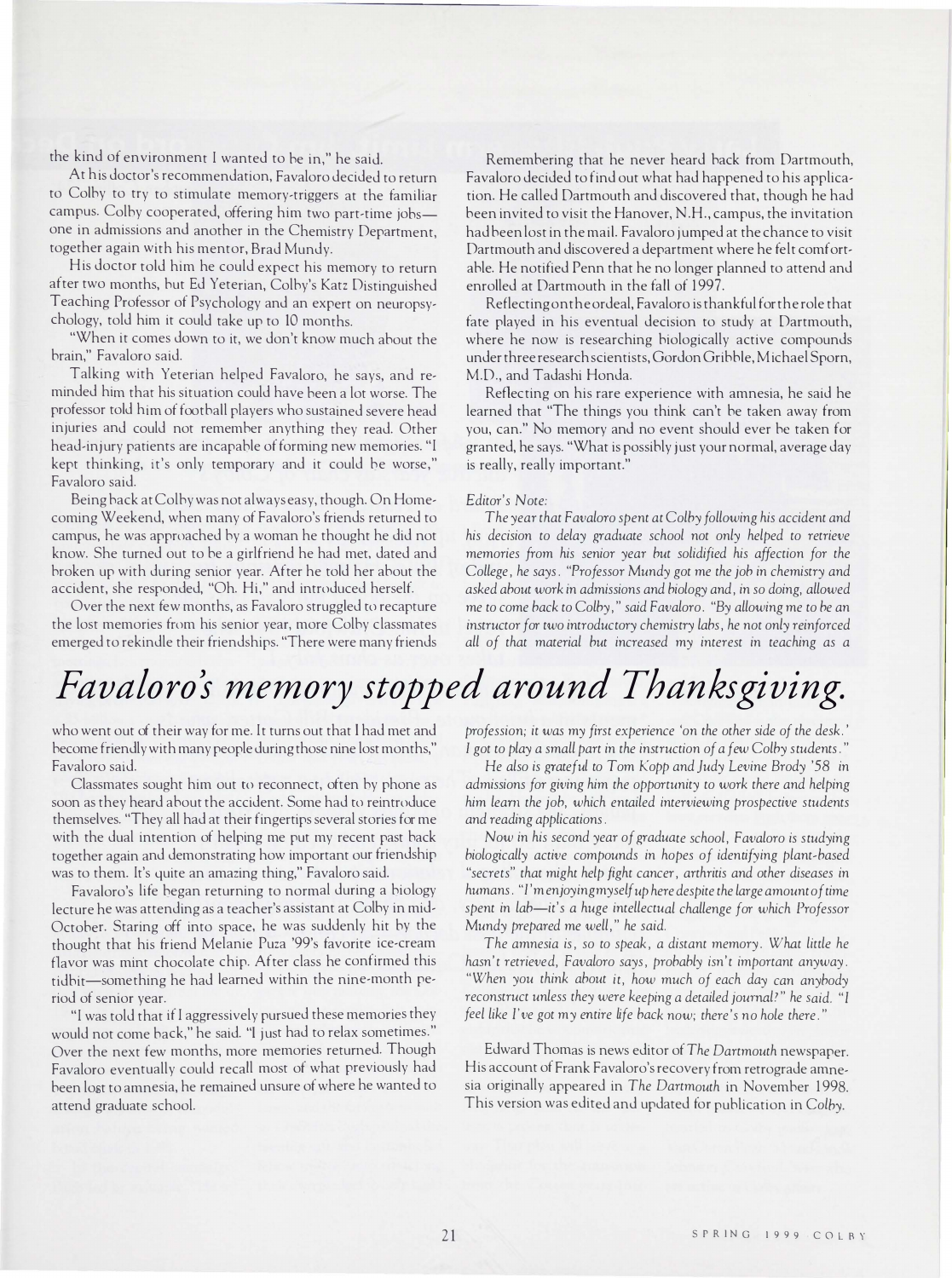the kind of environment I wanted to be in," he said.

At his doctor's recommendation, Favaloro decided to return to Colby to try to stimulate memory-triggers at the familiar campus. Colby cooperated, offering him two part-time jobs—one in admissions and another in the Chemistry Department, together again with his mentor, Brad Mundy.

His doctor told him he could expect his memory to return after two months, but Ed Yeterian, Colby's Katz Distinguished Teaching Professor of Psychology and an expert on neuropsychology, told him it could take up to 10 months.

"When it comes down to it, we don't know much about the brain," Favaloro said.

Talking with Yeterian helped Favaloro, he says, and reminded him that his situation could have been a lot worse. The professor told him of football players who sustained severe head injuries and could not remember anything they read. Other head-injury patients are incapable of forming new memories. "I kept thinking, it's only temporary and it could be worse," Favaloro said.

Being back at Colby was not always easy, though. On Homecoming Weekend, when many of Favaloro's friends returned to campus, he was approached by a woman he thought he did not know. She turned out to be a girlfriend he had met, dated and broken up with during senior year. After he told her about the accident, she responded, "Oh. Hi," and introduced herself.

Over the next few months, as Favaloro struggled to recapture the lost memories from his senior year, more Colby classmates emerged to rekindle their friendships. "There were many friends who went out of their way for me. It turns out that I had met and become friendly with many people during those nine lost months," Favaloro said.

Classmates sought him out to reconnect, often by phone as soon as they heard about the accident. Some had to reintroduce themselves. "They all had at their fingertips several stories for me with the dual intention of helping me put my recent past back together again and demonstrating how important our friendship was to them. It's quite an amazing thing," Favaloro said.

Favaloro's life began returning to normal during a biology lecture he was attending as a teacher's assistant at Colby in mid-October. Staring off into space, he was suddenly hit by the thought that his friend Melanie Puza '99's favorite ice-cream flavor was mint chocolate chip. After class he confirmed this tidbit—something he had learned within the nine-month period of senior year.

"I was told that if I aggressively pursued these memories they would not come back," he said. "I just had to relax sometimes." Over the next few months, more memories returned. Though Favaloro eventually could recall most of what previously had been lost to amnesia, he remained unsure of where he wanted to attend graduate school.

Remembering that he never heard back from Dartmouth, Favaloro decided to find out what had happened to his application. He called Dartmouth and discovered that, though he had been invited to visit the Hanover, N.H., campus, the invitation had been lost in the mail. Favaloro jumped at the chance to visit Dartmouth and discovered a department where he felt comfortable. He notified Penn that he no longer planned to attend and enrolled at Dartmouth in the fall of 1997.

Reflecting on the ordeal, Favaloro is thankful for the role that fate played in his eventual decision to study at Dartmouth, where he now is researching biologically active compounds under three research scientists, Gordon Gribble, Michael Sporn, M.D., and Tadashi Honda.

Reflecting on his rare experience with amnesia, he said he learned that "The things you think can't be taken away from you, can." No memory and no event should ever be taken for granted, he says. "What is possibly just your normal, average day is really, really important."

## *Favaloro's memory stopped around Thanksgiving.*

*Editor's Note:*

*The year that Favaloro spent at Colby following his accident and his decision to delay graduate school not only helped to retrieve memories from his senior year but solidified his affection for the College, he says. "Professor Mundy got me the job in chemistry and asked about work in admissions and biology and, in so doing, allowed me to come back to Colby," said Favaloro. "By allowing me to be an instructor for two introductory chemistry labs, he not only reinforced all of that material but increased my interest in teaching as a profession; it was my first experience 'on the other side of the desk.' I got to play a small part in the instruction of a few Colby students."*

*He also is grateful to Tom Kopp and Judy Levine Brody '58 in admissions for giving him the opportunity to work there and helping him learn the job, which entailed interviewing prospective students and reading applications.*

*Now in his second year of graduate school, Favaloro is studying biologically active compounds in hopes of identifying plant-based "secrets" that might help fight cancer, arthritis and other diseases in humans. "I'm enjoying myself up here despite the large amount of time spent in lab—it's a huge intellectual challenge for which Professor Mundy prepared me well," he said.*

*The amnesia is, so to speak, a distant memory. What little he hasn't retrieved, Favaloro says, probably isn't important anyway. "When you think about it, how much of each day can anybody reconstruct unless they were keeping a detailed journal?" he said. "I feel like I've got my entire life back now; there's no hole there."*

Edward Thomas is news editor of *The Dartmouth* newspaper. His account of Frank Favaloro's recovery from retrograde amnesia originally appeared in *The Dartmouth* in November 1998. This version was edited and updated for publication in *Colby*.